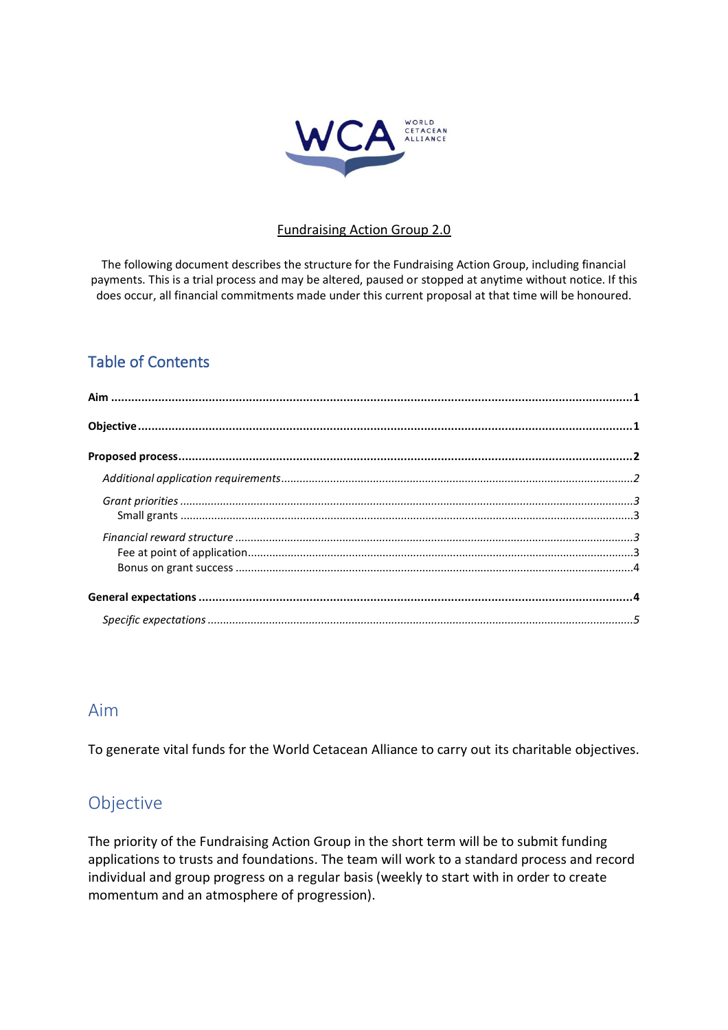# Fundraising Action Group 2.0

The following document describes the structure for the Fundraising Action Group, including financial payments. This is a trial process and may be altered, paused or stopped at anytime without notice. If this does occur, all financial commitments made under this current proposal at that time will be honoured.

## Table of Contents

**Aim** ........................................................................................ **1**

**Objective** ........................................................................................ **1**

**Proposed process** ........................................................................................ **2**

- *Additional application requirements* ........................................................................................ *2*
- *Grant priorities* ........................................................................................ *3*
  - Small grants ........................................................................................ 3
- *Financial reward structure* ........................................................................................ *3*
  - Fee at point of application ........................................................................................ 3
  - Bonus on grant success ........................................................................................ 4

**General expectations** ........................................................................................ **4**

- *Specific expectations* ........................................................................................ *5*

## Aim

To generate vital funds for the World Cetacean Alliance to carry out its charitable objectives.

## Objective

The priority of the Fundraising Action Group in the short term will be to submit funding applications to trusts and foundations. The team will work to a standard process and record individual and group progress on a regular basis (weekly to start with in order to create momentum and an atmosphere of progression).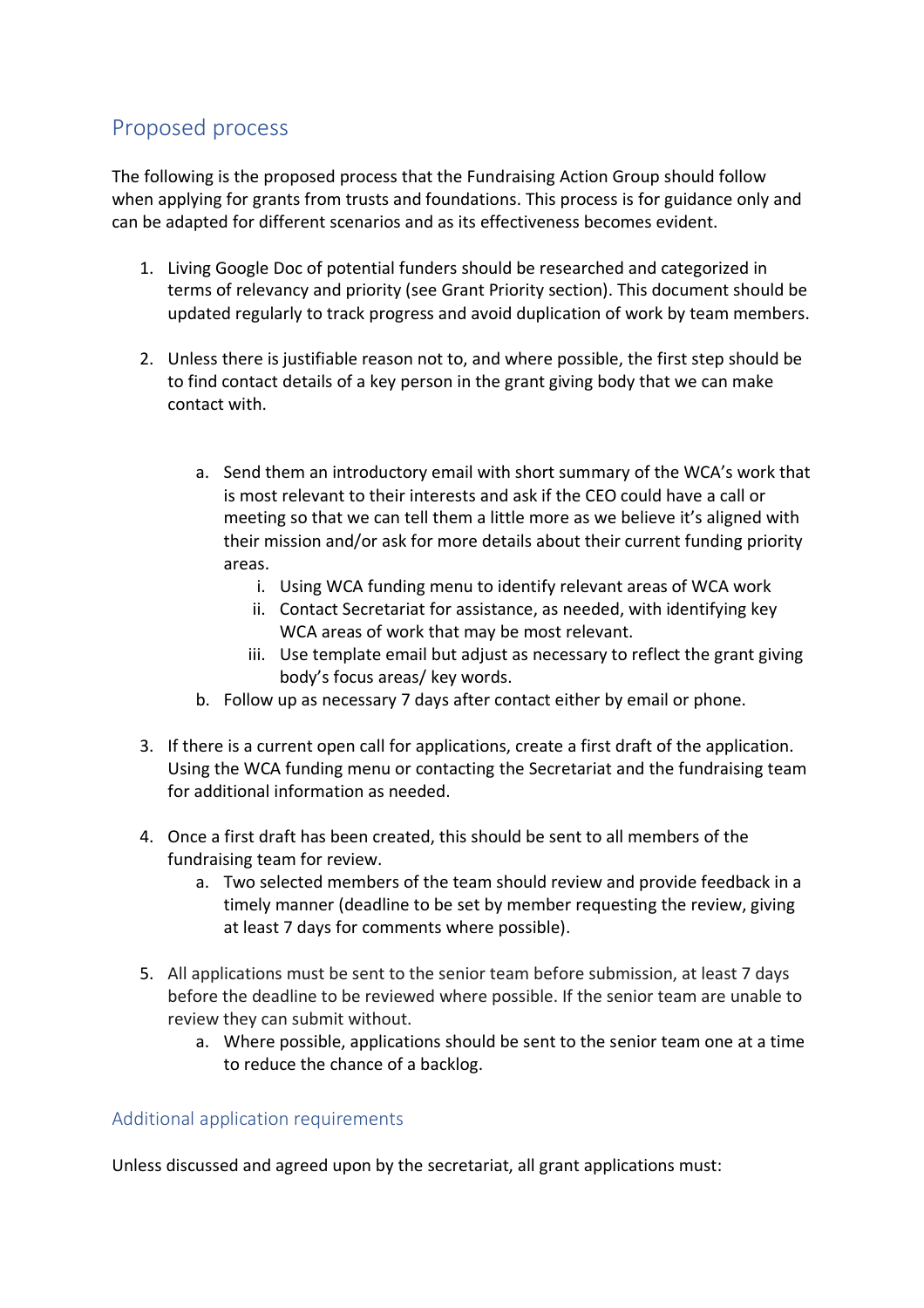## Proposed process

The following is the proposed process that the Fundraising Action Group should follow when applying for grants from trusts and foundations. This process is for guidance only and can be adapted for different scenarios and as its effectiveness becomes evident.

1. Living Google Doc of potential funders should be researched and categorized in terms of relevancy and priority (see Grant Priority section). This document should be updated regularly to track progress and avoid duplication of work by team members.

2. Unless there is justifiable reason not to, and where possible, the first step should be to find contact details of a key person in the grant giving body that we can make contact with.

   a. Send them an introductory email with short summary of the WCA's work that is most relevant to their interests and ask if the CEO could have a call or meeting so that we can tell them a little more as we believe it's aligned with their mission and/or ask for more details about their current funding priority areas.
      i. Using WCA funding menu to identify relevant areas of WCA work
      ii. Contact Secretariat for assistance, as needed, with identifying key WCA areas of work that may be most relevant.
      iii. Use template email but adjust as necessary to reflect the grant giving body's focus areas/ key words.
   b. Follow up as necessary 7 days after contact either by email or phone.

3. If there is a current open call for applications, create a first draft of the application. Using the WCA funding menu or contacting the Secretariat and the fundraising team for additional information as needed.

4. Once a first draft has been created, this should be sent to all members of the fundraising team for review.
   a. Two selected members of the team should review and provide feedback in a timely manner (deadline to be set by member requesting the review, giving at least 7 days for comments where possible).

5. All applications must be sent to the senior team before submission, at least 7 days before the deadline to be reviewed where possible. If the senior team are unable to review they can submit without.
   a. Where possible, applications should be sent to the senior team one at a time to reduce the chance of a backlog.

### Additional application requirements

Unless discussed and agreed upon by the secretariat, all grant applications must: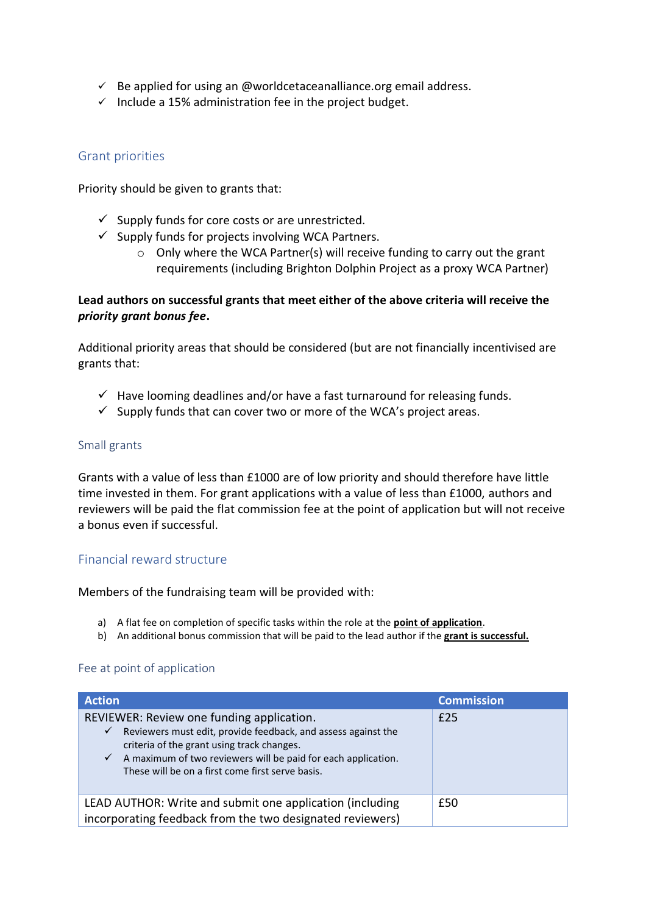- ✓ Be applied for using an @worldcetaceanalliance.org email address.
- ✓ Include a 15% administration fee in the project budget.

## Grant priorities

Priority should be given to grants that:

- ✓ Supply funds for core costs or are unrestricted.
- ✓ Supply funds for projects involving WCA Partners.
  - Only where the WCA Partner(s) will receive funding to carry out the grant requirements (including Brighton Dolphin Project as a proxy WCA Partner)

**Lead authors on successful grants that meet either of the above criteria will receive the *priority grant bonus fee*.**

Additional priority areas that should be considered (but are not financially incentivised are grants that:

- ✓ Have looming deadlines and/or have a fast turnaround for releasing funds.
- ✓ Supply funds that can cover two or more of the WCA's project areas.

## Small grants

Grants with a value of less than £1000 are of low priority and should therefore have little time invested in them. For grant applications with a value of less than £1000, authors and reviewers will be paid the flat commission fee at the point of application but will not receive a bonus even if successful.

## Financial reward structure

Members of the fundraising team will be provided with:

a) A flat fee on completion of specific tasks within the role at the **point of application**.
b) An additional bonus commission that will be paid to the lead author if the **grant is successful.**

## Fee at point of application

| Action | Commission |
|---|---|
| REVIEWER: Review one funding application.<br>✓ Reviewers must edit, provide feedback, and assess against the criteria of the grant using track changes.<br>✓ A maximum of two reviewers will be paid for each application. These will be on a first come first serve basis. | £25 |
| LEAD AUTHOR: Write and submit one application (including incorporating feedback from the two designated reviewers) | £50 |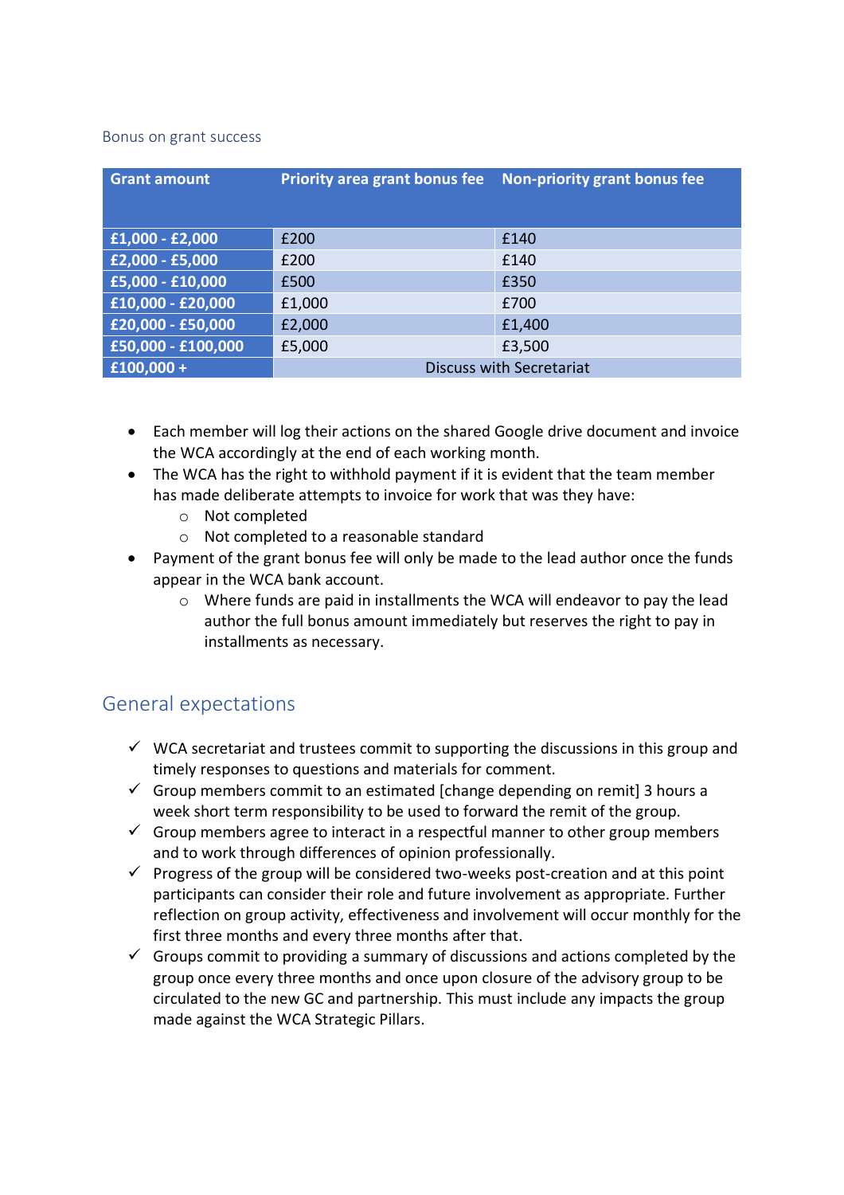### Bonus on grant success

| Grant amount | Priority area grant bonus fee | Non-priority grant bonus fee |
|---|---|---|
| **£1,000 - £2,000** | £200 | £140 |
| **£2,000 - £5,000** | £200 | £140 |
| **£5,000 - £10,000** | £500 | £350 |
| **£10,000 - £20,000** | £1,000 | £700 |
| **£20,000 - £50,000** | £2,000 | £1,400 |
| **£50,000 - £100,000** | £5,000 | £3,500 |
| **£100,000 +** | Discuss with Secretariat | |

- Each member will log their actions on the shared Google drive document and invoice the WCA accordingly at the end of each working month.
- The WCA has the right to withhold payment if it is evident that the team member has made deliberate attempts to invoice for work that was they have:
  - Not completed
  - Not completed to a reasonable standard
- Payment of the grant bonus fee will only be made to the lead author once the funds appear in the WCA bank account.
  - Where funds are paid in installments the WCA will endeavor to pay the lead author the full bonus amount immediately but reserves the right to pay in installments as necessary.

## General expectations

- ✓ WCA secretariat and trustees commit to supporting the discussions in this group and timely responses to questions and materials for comment.
- ✓ Group members commit to an estimated [change depending on remit] 3 hours a week short term responsibility to be used to forward the remit of the group.
- ✓ Group members agree to interact in a respectful manner to other group members and to work through differences of opinion professionally.
- ✓ Progress of the group will be considered two-weeks post-creation and at this point participants can consider their role and future involvement as appropriate. Further reflection on group activity, effectiveness and involvement will occur monthly for the first three months and every three months after that.
- ✓ Groups commit to providing a summary of discussions and actions completed by the group once every three months and once upon closure of the advisory group to be circulated to the new GC and partnership. This must include any impacts the group made against the WCA Strategic Pillars.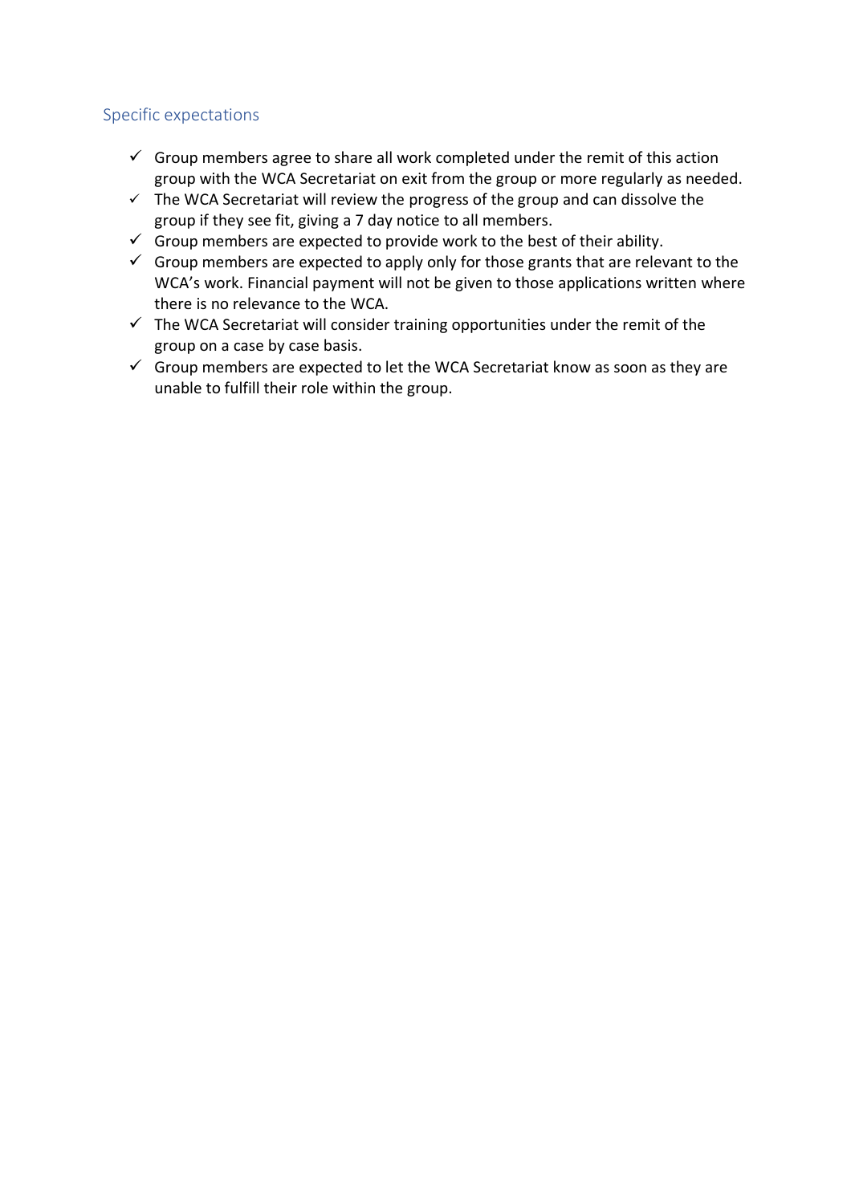## Specific expectations

- ✓ Group members agree to share all work completed under the remit of this action group with the WCA Secretariat on exit from the group or more regularly as needed.
- ✓ The WCA Secretariat will review the progress of the group and can dissolve the group if they see fit, giving a 7 day notice to all members.
- ✓ Group members are expected to provide work to the best of their ability.
- ✓ Group members are expected to apply only for those grants that are relevant to the WCA's work. Financial payment will not be given to those applications written where there is no relevance to the WCA.
- ✓ The WCA Secretariat will consider training opportunities under the remit of the group on a case by case basis.
- ✓ Group members are expected to let the WCA Secretariat know as soon as they are unable to fulfill their role within the group.